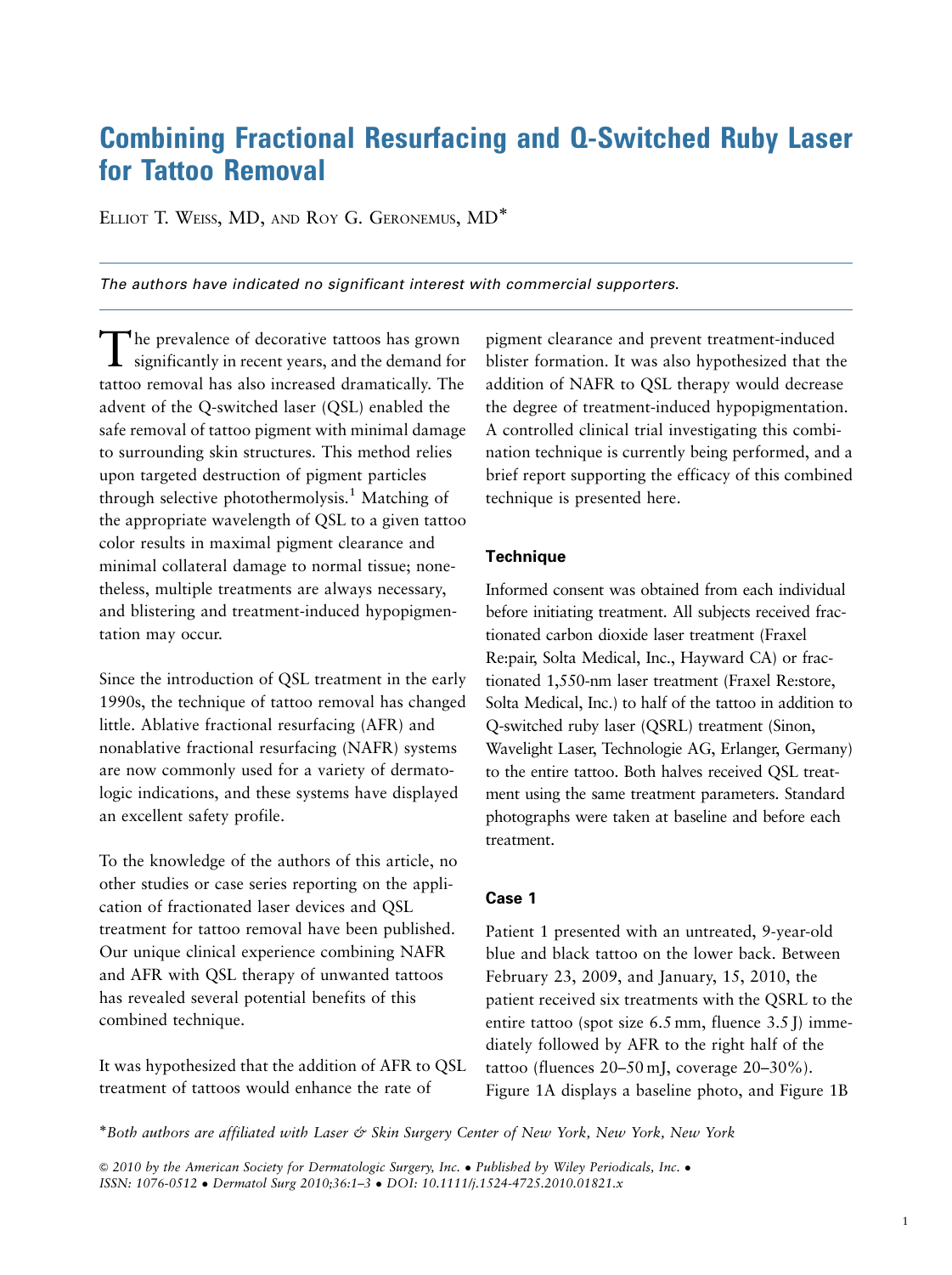# Combining Fractional Resurfacing and Q-Switched Ruby Laser for Tattoo Removal

Elliot T. Weiss, MD, and Roy G. Geronemus, MD*

*The authors have indicated no significant interest with commercial supporters.*

The prevalence of decorative tattoos has grown significantly in recent years, and the demand for tattoo removal has also increased dramatically. The advent of the Q-switched laser (QSL) enabled the safe removal of tattoo pigment with minimal damage to surrounding skin structures. This method relies upon targeted destruction of pigment particles through selective photothermolysis.[1] Matching of the appropriate wavelength of QSL to a given tattoo color results in maximal pigment clearance and minimal collateral damage to normal tissue; nonetheless, multiple treatments are always necessary, and blistering and treatment-induced hypopigmentation may occur.

Since the introduction of QSL treatment in the early 1990s, the technique of tattoo removal has changed little. Ablative fractional resurfacing (AFR) and nonablative fractional resurfacing (NAFR) systems are now commonly used for a variety of dermatologic indications, and these systems have displayed an excellent safety profile.

To the knowledge of the authors of this article, no other studies or case series reporting on the application of fractionated laser devices and QSL treatment for tattoo removal have been published. Our unique clinical experience combining NAFR and AFR with QSL therapy of unwanted tattoos has revealed several potential benefits of this combined technique.

It was hypothesized that the addition of AFR to QSL treatment of tattoos would enhance the rate of pigment clearance and prevent treatment-induced blister formation. It was also hypothesized that the addition of NAFR to QSL therapy would decrease the degree of treatment-induced hypopigmentation. A controlled clinical trial investigating this combination technique is currently being performed, and a brief report supporting the efficacy of this combined technique is presented here.

## Technique

Informed consent was obtained from each individual before initiating treatment. All subjects received fractionated carbon dioxide laser treatment (Fraxel Re:pair, Solta Medical, Inc., Hayward CA) or fractionated 1,550-nm laser treatment (Fraxel Re:store, Solta Medical, Inc.) to half of the tattoo in addition to Q-switched ruby laser (QSRL) treatment (Sinon, Wavelight Laser, Technologie AG, Erlanger, Germany) to the entire tattoo. Both halves received QSL treatment using the same treatment parameters. Standard photographs were taken at baseline and before each treatment.

## Case 1

Patient 1 presented with an untreated, 9-year-old blue and black tattoo on the lower back. Between February 23, 2009, and January, 15, 2010, the patient received six treatments with the QSRL to the entire tattoo (spot size 6.5 mm, fluence 3.5 J) immediately followed by AFR to the right half of the tattoo (fluences 20–50 mJ, coverage 20–30%). Figure 1A displays a baseline photo, and Figure 1B

*Both authors are affiliated with Laser & Skin Surgery Center of New York, New York, New York

*© 2010 by the American Society for Dermatologic Surgery, Inc. • Published by Wiley Periodicals, Inc. • ISSN: 1076-0512 • Dermatol Surg 2010;36:1–3 • DOI: 10.1111/j.1524-4725.2010.01821.x*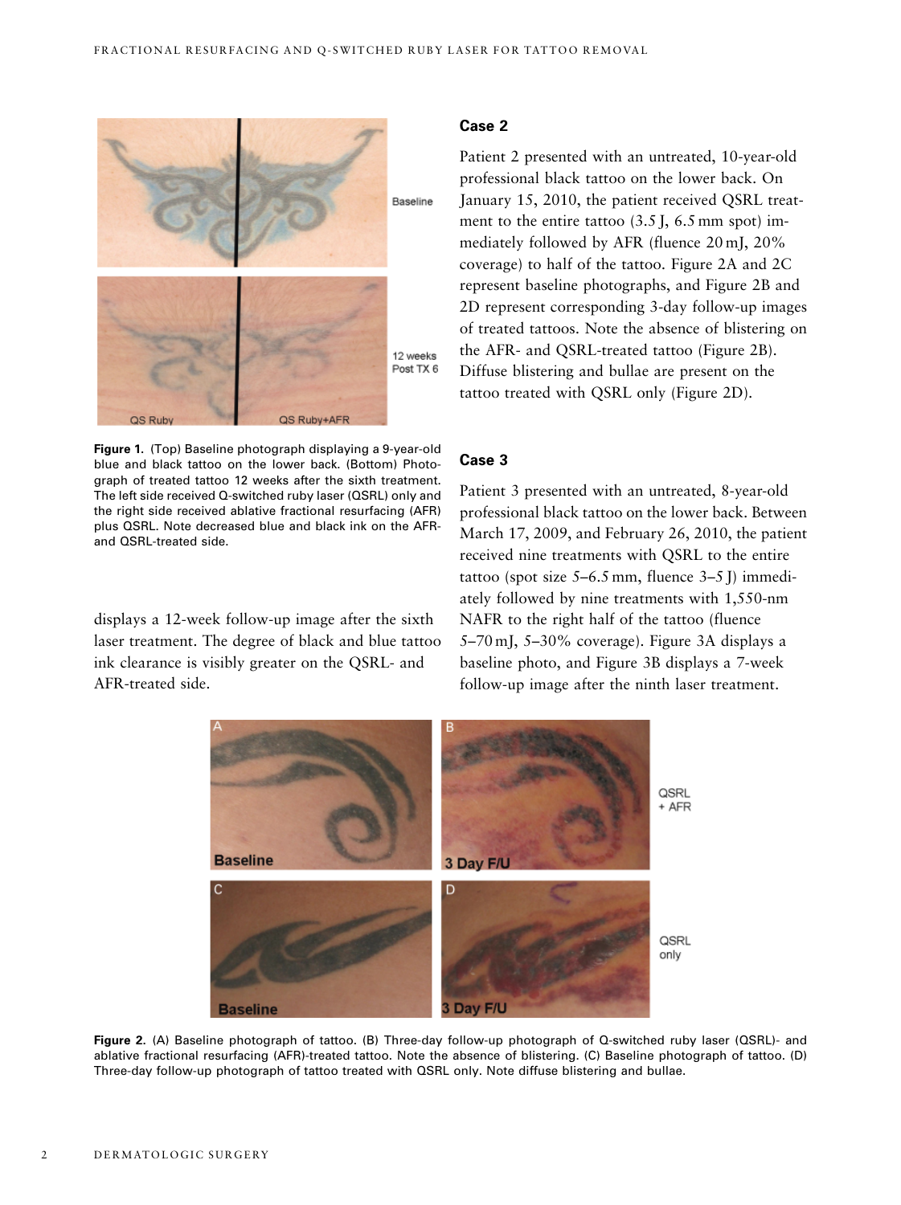Figure 1. (Top) Baseline photograph displaying a 9-year-old blue and black tattoo on the lower back. (Bottom) Photograph of treated tattoo 12 weeks after the sixth treatment. The left side received Q-switched ruby laser (QSRL) only and the right side received ablative fractional resurfacing (AFR) plus QSRL. Note decreased blue and black ink on the AFR- and QSRL-treated side.

displays a 12-week follow-up image after the sixth laser treatment. The degree of black and blue tattoo ink clearance is visibly greater on the QSRL- and AFR-treated side.

## Case 2

Patient 2 presented with an untreated, 10-year-old professional black tattoo on the lower back. On January 15, 2010, the patient received QSRL treatment to the entire tattoo (3.5 J, 6.5 mm spot) immediately followed by AFR (fluence 20 mJ, 20% coverage) to half of the tattoo. Figure 2A and 2C represent baseline photographs, and Figure 2B and 2D represent corresponding 3-day follow-up images of treated tattoos. Note the absence of blistering on the AFR- and QSRL-treated tattoo (Figure 2B). Diffuse blistering and bullae are present on the tattoo treated with QSRL only (Figure 2D).

## Case 3

Patient 3 presented with an untreated, 8-year-old professional black tattoo on the lower back. Between March 17, 2009, and February 26, 2010, the patient received nine treatments with QSRL to the entire tattoo (spot size 5–6.5 mm, fluence 3–5 J) immediately followed by nine treatments with 1,550-nm NAFR to the right half of the tattoo (fluence 5–70 mJ, 5–30% coverage). Figure 3A displays a baseline photo, and Figure 3B displays a 7-week follow-up image after the ninth laser treatment.

Figure 2. (A) Baseline photograph of tattoo. (B) Three-day follow-up photograph of Q-switched ruby laser (QSRL)- and ablative fractional resurfacing (AFR)-treated tattoo. Note the absence of blistering. (C) Baseline photograph of tattoo. (D) Three-day follow-up photograph of tattoo treated with QSRL only. Note diffuse blistering and bullae.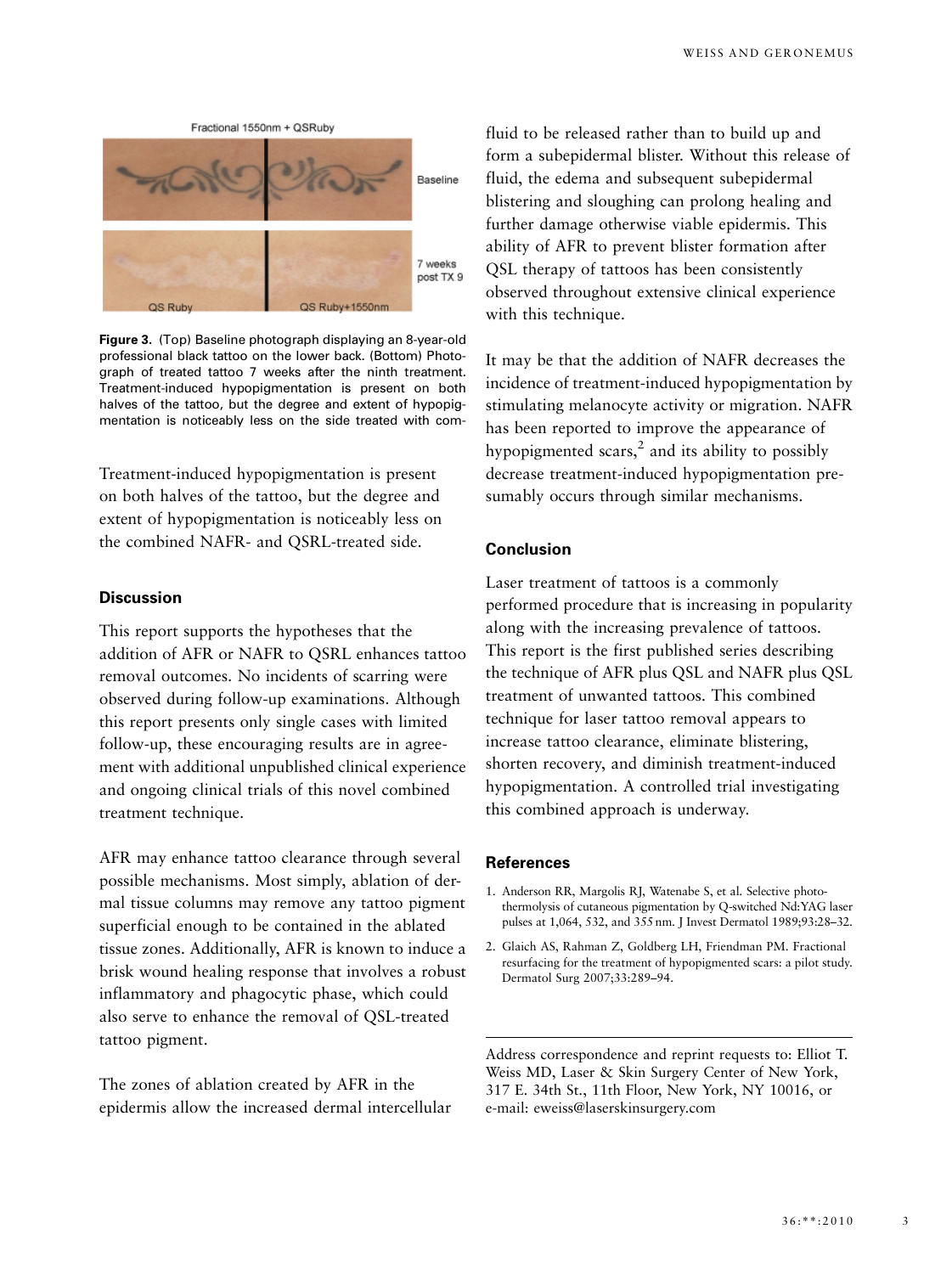Fractional 1550nm + QSRuby

Baseline

7 weeks post TX 9

QS Ruby

QS Ruby+1550nm

**Figure 3.** (Top) Baseline photograph displaying an 8-year-old professional black tattoo on the lower back. (Bottom) Photograph of treated tattoo 7 weeks after the ninth treatment. Treatment-induced hypopigmentation is present on both halves of the tattoo, but the degree and extent of hypopigmentation is noticeably less on the side treated with com-

Treatment-induced hypopigmentation is present on both halves of the tattoo, but the degree and extent of hypopigmentation is noticeably less on the combined NAFR- and QSRL-treated side.

## Discussion

This report supports the hypotheses that the addition of AFR or NAFR to QSRL enhances tattoo removal outcomes. No incidents of scarring were observed during follow-up examinations. Although this report presents only single cases with limited follow-up, these encouraging results are in agreement with additional unpublished clinical experience and ongoing clinical trials of this novel combined treatment technique.

AFR may enhance tattoo clearance through several possible mechanisms. Most simply, ablation of dermal tissue columns may remove any tattoo pigment superficial enough to be contained in the ablated tissue zones. Additionally, AFR is known to induce a brisk wound healing response that involves a robust inflammatory and phagocytic phase, which could also serve to enhance the removal of QSL-treated tattoo pigment.

The zones of ablation created by AFR in the epidermis allow the increased dermal intercellular fluid to be released rather than to build up and form a subepidermal blister. Without this release of fluid, the edema and subsequent subepidermal blistering and sloughing can prolong healing and further damage otherwise viable epidermis. This ability of AFR to prevent blister formation after QSL therapy of tattoos has been consistently observed throughout extensive clinical experience with this technique.

It may be that the addition of NAFR decreases the incidence of treatment-induced hypopigmentation by stimulating melanocyte activity or migration. NAFR has been reported to improve the appearance of hypopigmented scars,[2] and its ability to possibly decrease treatment-induced hypopigmentation presumably occurs through similar mechanisms.

## Conclusion

Laser treatment of tattoos is a commonly performed procedure that is increasing in popularity along with the increasing prevalence of tattoos. This report is the first published series describing the technique of AFR plus QSL and NAFR plus QSL treatment of unwanted tattoos. This combined technique for laser tattoo removal appears to increase tattoo clearance, eliminate blistering, shorten recovery, and diminish treatment-induced hypopigmentation. A controlled trial investigating this combined approach is underway.

## References

1. Anderson RR, Margolis RJ, Watenabe S, et al. Selective photothermolysis of cutaneous pigmentation by Q-switched Nd:YAG laser pulses at 1,064, 532, and 355 nm. J Invest Dermatol 1989;93:28–32.
2. Glaich AS, Rahman Z, Goldberg LH, Friendman PM. Fractional resurfacing for the treatment of hypopigmented scars: a pilot study. Dermatol Surg 2007;33:289–94.

Address correspondence and reprint requests to: Elliot T. Weiss MD, Laser & Skin Surgery Center of New York, 317 E. 34th St., 11th Floor, New York, NY 10016, or e-mail: eweiss@laserskinsurgery.com